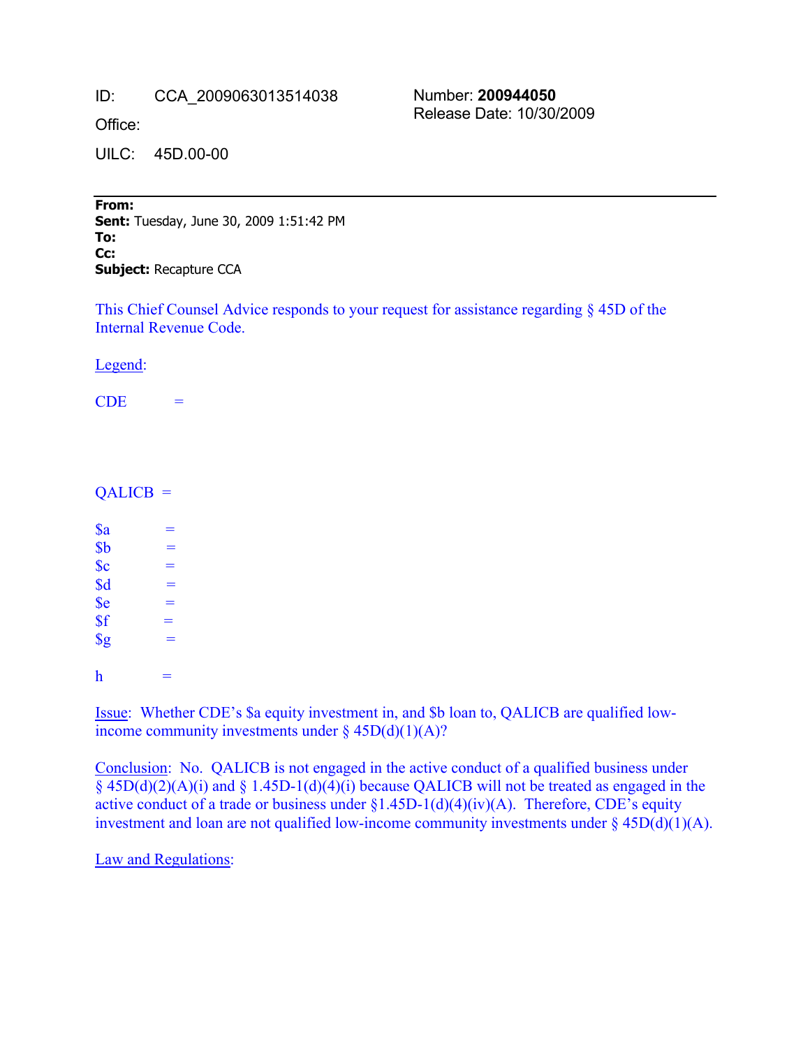ID: CCA_2009063013514038

Office:

UILC: 45D.00-00

Number: **200944050**
Release Date: 10/30/2009

---

**From:**
**Sent:** Tuesday, June 30, 2009 1:51:42 PM
**To:**
**Cc:**
**Subject:** Recapture CCA

This Chief Counsel Advice responds to your request for assistance regarding § 45D of the Internal Revenue Code.

Legend:

CDE =

QALICB =

$a =
$b =
$c =
$d =
$e =
$f =
$g =

h =

Issue: Whether CDE's $a equity investment in, and $b loan to, QALICB are qualified low-income community investments under § 45D(d)(1)(A)?

Conclusion: No. QALICB is not engaged in the active conduct of a qualified business under § 45D(d)(2)(A)(i) and § 1.45D-1(d)(4)(i) because QALICB will not be treated as engaged in the active conduct of a trade or business under §1.45D-1(d)(4)(iv)(A). Therefore, CDE's equity investment and loan are not qualified low-income community investments under § 45D(d)(1)(A).

Law and Regulations: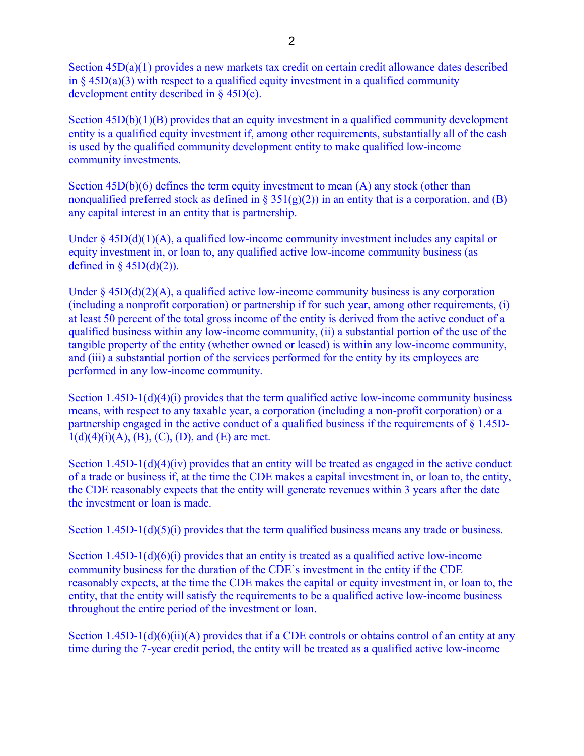Section 45D(a)(1) provides a new markets tax credit on certain credit allowance dates described in § 45D(a)(3) with respect to a qualified equity investment in a qualified community development entity described in § 45D(c).

Section 45D(b)(1)(B) provides that an equity investment in a qualified community development entity is a qualified equity investment if, among other requirements, substantially all of the cash is used by the qualified community development entity to make qualified low-income community investments.

Section 45D(b)(6) defines the term equity investment to mean (A) any stock (other than nonqualified preferred stock as defined in § 351(g)(2)) in an entity that is a corporation, and (B) any capital interest in an entity that is partnership.

Under § 45D(d)(1)(A), a qualified low-income community investment includes any capital or equity investment in, or loan to, any qualified active low-income community business (as defined in § 45D(d)(2)).

Under § 45D(d)(2)(A), a qualified active low-income community business is any corporation (including a nonprofit corporation) or partnership if for such year, among other requirements, (i) at least 50 percent of the total gross income of the entity is derived from the active conduct of a qualified business within any low-income community, (ii) a substantial portion of the use of the tangible property of the entity (whether owned or leased) is within any low-income community, and (iii) a substantial portion of the services performed for the entity by its employees are performed in any low-income community.

Section 1.45D-1(d)(4)(i) provides that the term qualified active low-income community business means, with respect to any taxable year, a corporation (including a non-profit corporation) or a partnership engaged in the active conduct of a qualified business if the requirements of § 1.45D-1(d)(4)(i)(A), (B), (C), (D), and (E) are met.

Section 1.45D-1(d)(4)(iv) provides that an entity will be treated as engaged in the active conduct of a trade or business if, at the time the CDE makes a capital investment in, or loan to, the entity, the CDE reasonably expects that the entity will generate revenues within 3 years after the date the investment or loan is made.

Section 1.45D-1(d)(5)(i) provides that the term qualified business means any trade or business.

Section 1.45D-1(d)(6)(i) provides that an entity is treated as a qualified active low-income community business for the duration of the CDE's investment in the entity if the CDE reasonably expects, at the time the CDE makes the capital or equity investment in, or loan to, the entity, that the entity will satisfy the requirements to be a qualified active low-income business throughout the entire period of the investment or loan.

Section 1.45D-1(d)(6)(ii)(A) provides that if a CDE controls or obtains control of an entity at any time during the 7-year credit period, the entity will be treated as a qualified active low-income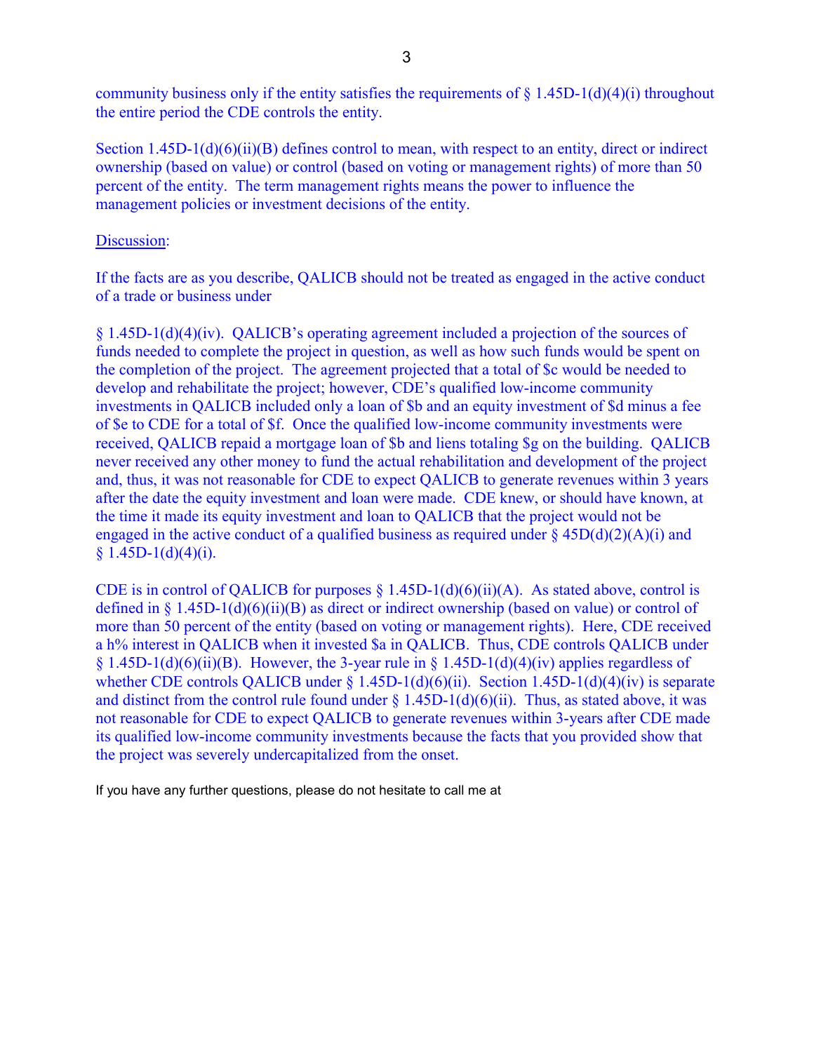community business only if the entity satisfies the requirements of § 1.45D-1(d)(4)(i) throughout the entire period the CDE controls the entity.

Section 1.45D-1(d)(6)(ii)(B) defines control to mean, with respect to an entity, direct or indirect ownership (based on value) or control (based on voting or management rights) of more than 50 percent of the entity. The term management rights means the power to influence the management policies or investment decisions of the entity.

Discussion:

If the facts are as you describe, QALICB should not be treated as engaged in the active conduct of a trade or business under

§ 1.45D-1(d)(4)(iv). QALICB's operating agreement included a projection of the sources of funds needed to complete the project in question, as well as how such funds would be spent on the completion of the project. The agreement projected that a total of $c would be needed to develop and rehabilitate the project; however, CDE's qualified low-income community investments in QALICB included only a loan of $b and an equity investment of $d minus a fee of $e to CDE for a total of $f. Once the qualified low-income community investments were received, QALICB repaid a mortgage loan of $b and liens totaling $g on the building. QALICB never received any other money to fund the actual rehabilitation and development of the project and, thus, it was not reasonable for CDE to expect QALICB to generate revenues within 3 years after the date the equity investment and loan were made. CDE knew, or should have known, at the time it made its equity investment and loan to QALICB that the project would not be engaged in the active conduct of a qualified business as required under § 45D(d)(2)(A)(i) and § 1.45D-1(d)(4)(i).

CDE is in control of QALICB for purposes § 1.45D-1(d)(6)(ii)(A). As stated above, control is defined in § 1.45D-1(d)(6)(ii)(B) as direct or indirect ownership (based on value) or control of more than 50 percent of the entity (based on voting or management rights). Here, CDE received a h% interest in QALICB when it invested $a in QALICB. Thus, CDE controls QALICB under § 1.45D-1(d)(6)(ii)(B). However, the 3-year rule in § 1.45D-1(d)(4)(iv) applies regardless of whether CDE controls QALICB under § 1.45D-1(d)(6)(ii). Section 1.45D-1(d)(4)(iv) is separate and distinct from the control rule found under § 1.45D-1(d)(6)(ii). Thus, as stated above, it was not reasonable for CDE to expect QALICB to generate revenues within 3-years after CDE made its qualified low-income community investments because the facts that you provided show that the project was severely undercapitalized from the onset.

If you have any further questions, please do not hesitate to call me at